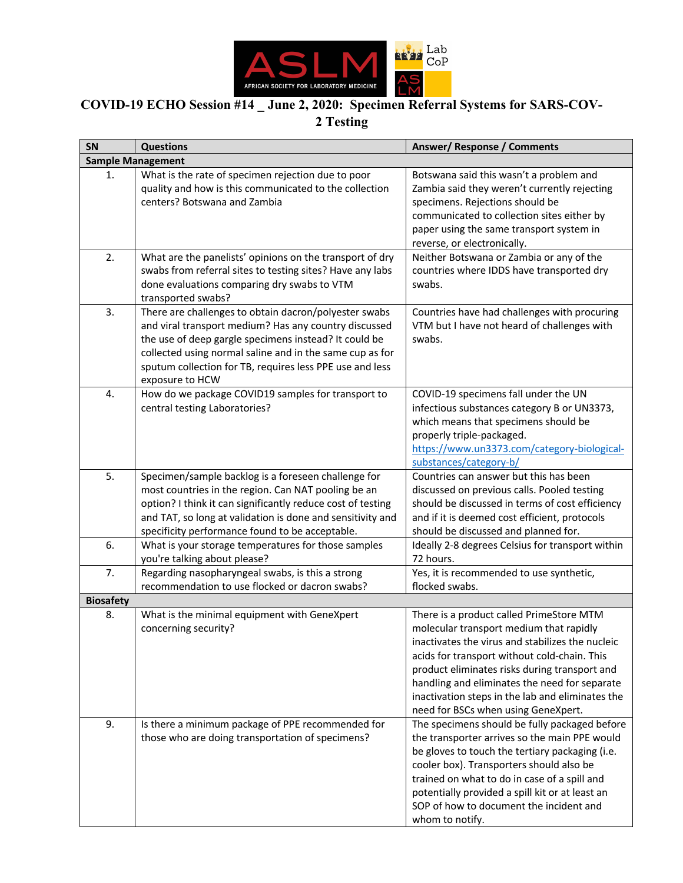# COVID-19 ECHO Session #14 _ June 2, 2020: Specimen Referral Systems for SARS-COV-2 Testing

| SN | Questions | Answer/ Response / Comments |
|---|---|---|
| **Sample Management** | | |
| 1. | What is the rate of specimen rejection due to poor quality and how is this communicated to the collection centers? Botswana and Zambia | Botswana said this wasn't a problem and Zambia said they weren't currently rejecting specimens. Rejections should be communicated to collection sites either by paper using the same transport system in reverse, or electronically. |
| 2. | What are the panelists' opinions on the transport of dry swabs from referral sites to testing sites? Have any labs done evaluations comparing dry swabs to VTM transported swabs? | Neither Botswana or Zambia or any of the countries where IDDS have transported dry swabs. |
| 3. | There are challenges to obtain dacron/polyester swabs and viral transport medium? Has any country discussed the use of deep gargle specimens instead? It could be collected using normal saline and in the same cup as for sputum collection for TB, requires less PPE use and less exposure to HCW | Countries have had challenges with procuring VTM but I have not heard of challenges with swabs. |
| 4. | How do we package COVID19 samples for transport to central testing Laboratories? | COVID-19 specimens fall under the UN infectious substances category B or UN3373, which means that specimens should be properly triple-packaged. https://www.un3373.com/category-biological-substances/category-b/ |
| 5. | Specimen/sample backlog is a foreseen challenge for most countries in the region. Can NAT pooling be an option? I think it can significantly reduce cost of testing and TAT, so long at validation is done and sensitivity and specificity performance found to be acceptable. | Countries can answer but this has been discussed on previous calls. Pooled testing should be discussed in terms of cost efficiency and if it is deemed cost efficient, protocols should be discussed and planned for. |
| 6. | What is your storage temperatures for those samples you're talking about please? | Ideally 2-8 degrees Celsius for transport within 72 hours. |
| 7. | Regarding nasopharyngeal swabs, is this a strong recommendation to use flocked or dacron swabs? | Yes, it is recommended to use synthetic, flocked swabs. |
| **Biosafety** | | |
| 8. | What is the minimal equipment with GeneXpert concerning security? | There is a product called PrimeStore MTM molecular transport medium that rapidly inactivates the virus and stabilizes the nucleic acids for transport without cold-chain. This product eliminates risks during transport and handling and eliminates the need for separate inactivation steps in the lab and eliminates the need for BSCs when using GeneXpert. |
| 9. | Is there a minimum package of PPE recommended for those who are doing transportation of specimens? | The specimens should be fully packaged before the transporter arrives so the main PPE would be gloves to touch the tertiary packaging (i.e. cooler box). Transporters should also be trained on what to do in case of a spill and potentially provided a spill kit or at least an SOP of how to document the incident and whom to notify. |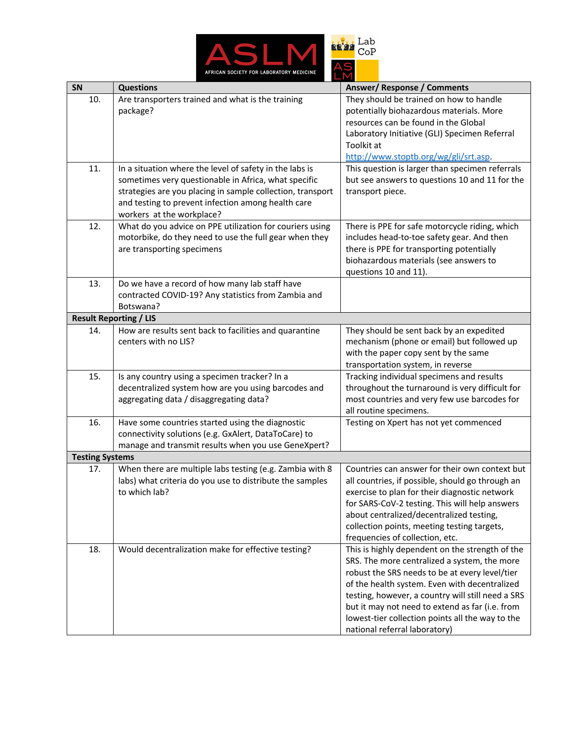| SN | Questions | Answer/ Response / Comments |
|---|---|---|
| 10. | Are transporters trained and what is the training package? | They should be trained on how to handle potentially biohazardous materials. More resources can be found in the Global Laboratory Initiative (GLI) Specimen Referral Toolkit at http://www.stoptb.org/wg/gli/srt.asp. |
| 11. | In a situation where the level of safety in the labs is sometimes very questionable in Africa, what specific strategies are you placing in sample collection, transport and testing to prevent infection among health care workers at the workplace? | This question is larger than specimen referrals but see answers to questions 10 and 11 for the transport piece. |
| 12. | What do you advice on PPE utilization for couriers using motorbike, do they need to use the full gear when they are transporting specimens | There is PPE for safe motorcycle riding, which includes head-to-toe safety gear. And then there is PPE for transporting potentially biohazardous materials (see answers to questions 10 and 11). |
| 13. | Do we have a record of how many lab staff have contracted COVID-19? Any statistics from Zambia and Botswana? | |
| **Result Reporting / LIS** | | |
| 14. | How are results sent back to facilities and quarantine centers with no LIS? | They should be sent back by an expedited mechanism (phone or email) but followed up with the paper copy sent by the same transportation system, in reverse |
| 15. | Is any country using a specimen tracker? In a decentralized system how are you using barcodes and aggregating data / disaggregating data? | Tracking individual specimens and results throughout the turnaround is very difficult for most countries and very few use barcodes for all routine specimens. |
| 16. | Have some countries started using the diagnostic connectivity solutions (e.g. GxAlert, DataToCare) to manage and transmit results when you use GeneXpert? | Testing on Xpert has not yet commenced |
| **Testing Systems** | | |
| 17. | When there are multiple labs testing (e.g. Zambia with 8 labs) what criteria do you use to distribute the samples to which lab? | Countries can answer for their own context but all countries, if possible, should go through an exercise to plan for their diagnostic network for SARS-CoV-2 testing. This will help answers about centralized/decentralized testing, collection points, meeting testing targets, frequencies of collection, etc. |
| 18. | Would decentralization make for effective testing? | This is highly dependent on the strength of the SRS. The more centralized a system, the more robust the SRS needs to be at every level/tier of the health system. Even with decentralized testing, however, a country will still need a SRS but it may not need to extend as far (i.e. from lowest-tier collection points all the way to the national referral laboratory) |